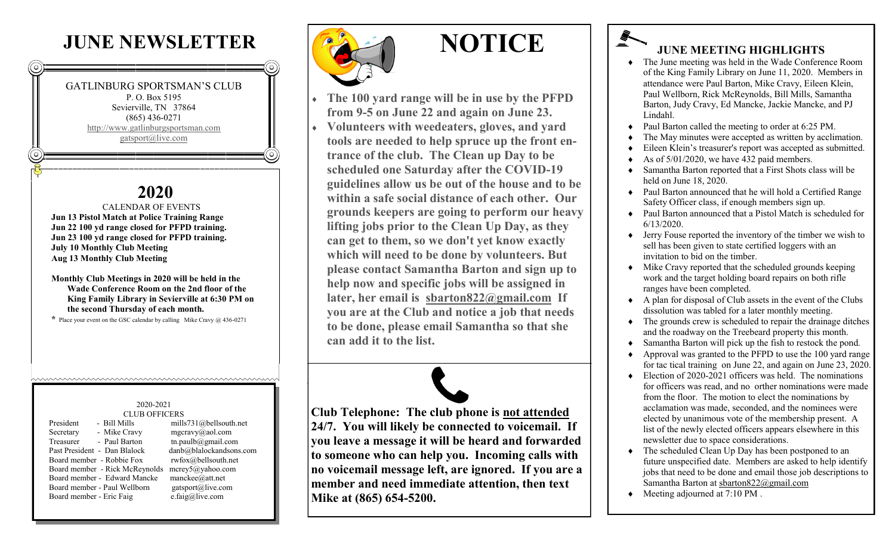# JUNE NEWSLETTER

GATLINBURG SPORTSMAN'S CLUB
P. O. Box 5195
Sevierville, TN 37864
(865) 436-0271
http://www.gatlinburgsportsman.com
gatsport@live.com

## 2020

CALENDAR OF EVENTS

**Jun 13 Pistol Match at Police Training Range**
**Jun 22 100 yd range closed for PFPD training.**
**Jun 23 100 yd range closed for PFPD training.**
**July 10 Monthly Club Meeting**
**Aug 13 Monthly Club Meeting**

**Monthly Club Meetings in 2020 will be held in the Wade Conference Room on the 2nd floor of the King Family Library in Sevierville at 6:30 PM on the second Thursday of each month.**

* Place your event on the GSC calendar by calling Mike Cravy @ 436-0271

2020-2021
CLUB OFFICERS

| Position | Name | Email |
|---|---|---|
| President | Bill Mills | mills731@bellsouth.net |
| Secretary | Mike Cravy | mgcravy@aol.com |
| Treasurer | Paul Barton | tn.paulb@gmail.com |
| Past President | Dan Blalock | danb@blalockandsons.com |
| Board member | Robbie Fox | rwfox@bellsouth.net |
| Board member | Rick McReynolds | mcrey5@yahoo.com |
| Board member | Edward Mancke | manckee@att.net |
| Board member | Paul Wellborn | gatsport@live.com |
| Board member | Eric Faig | e.faig@live.com |

# NOTICE

- **The 100 yard range will be in use by the PFPD from 9-5 on June 22 and again on June 23.**
- **Volunteers with weedeaters, gloves, and yard tools are needed to help spruce up the front entrance of the club. The Clean up Day to be scheduled one Saturday after the COVID-19 guidelines allow us be out of the house and to be within a safe social distance of each other. Our grounds keepers are going to perform our heavy lifting jobs prior to the Clean Up Day, as they can get to them, so we don't yet know exactly which will need to be done by volunteers. But please contact Samantha Barton and sign up to help now and specific jobs will be assigned in later, her email is sbarton822@gmail.com If you are at the Club and notice a job that needs to be done, please email Samantha so that she can add it to the list.**

**Club Telephone: The club phone is not attended 24/7. You will likely be connected to voicemail. If you leave a message it will be heard and forwarded to someone who can help you. Incoming calls with no voicemail message left, are ignored. If you are a member and need immediate attention, then text Mike at (865) 654-5200.**

## JUNE MEETING HIGHLIGHTS

- The June meeting was held in the Wade Conference Room of the King Family Library on June 11, 2020. Members in attendance were Paul Barton, Mike Cravy, Eileen Klein, Paul Wellborn, Rick McReynolds, Bill Mills, Samantha Barton, Judy Cravy, Ed Mancke, Jackie Mancke, and PJ Lindahl.
- Paul Barton called the meeting to order at 6:25 PM.
- The May minutes were accepted as written by acclimation.
- Eileen Klein's treasurer's report was accepted as submitted.
- As of 5/01/2020, we have 432 paid members.
- Samantha Barton reported that a First Shots class will be held on June 18, 2020.
- Paul Barton announced that he will hold a Certified Range Safety Officer class, if enough members sign up.
- Paul Barton announced that a Pistol Match is scheduled for 6/13/2020.
- Jerry Fouse reported the inventory of the timber we wish to sell has been given to state certified loggers with an invitation to bid on the timber.
- Mike Cravy reported that the scheduled grounds keeping work and the target holding board repairs on both rifle ranges have been completed.
- A plan for disposal of Club assets in the event of the Clubs dissolution was tabled for a later monthly meeting.
- The grounds crew is scheduled to repair the drainage ditches and the roadway on the Treebeard property this month.
- Samantha Barton will pick up the fish to restock the pond.
- Approval was granted to the PFPD to use the 100 yard range for tac tical training on June 22, and again on June 23, 2020.
- Election of 2020-2021 officers was held. The nominations for officers was read, and no orther nominations were made from the floor. The motion to elect the nominations by acclamation was made, seconded, and the nominees were elected by unanimous vote of the membership present. A list of the newly elected officers appears elsewhere in this newsletter due to space considerations.
- The scheduled Clean Up Day has been postponed to an future unspecified date. Members are asked to help identify jobs that need to be done and email those job descriptions to Samantha Barton at sbarton822@gmail.com
- Meeting adjourned at 7:10 PM .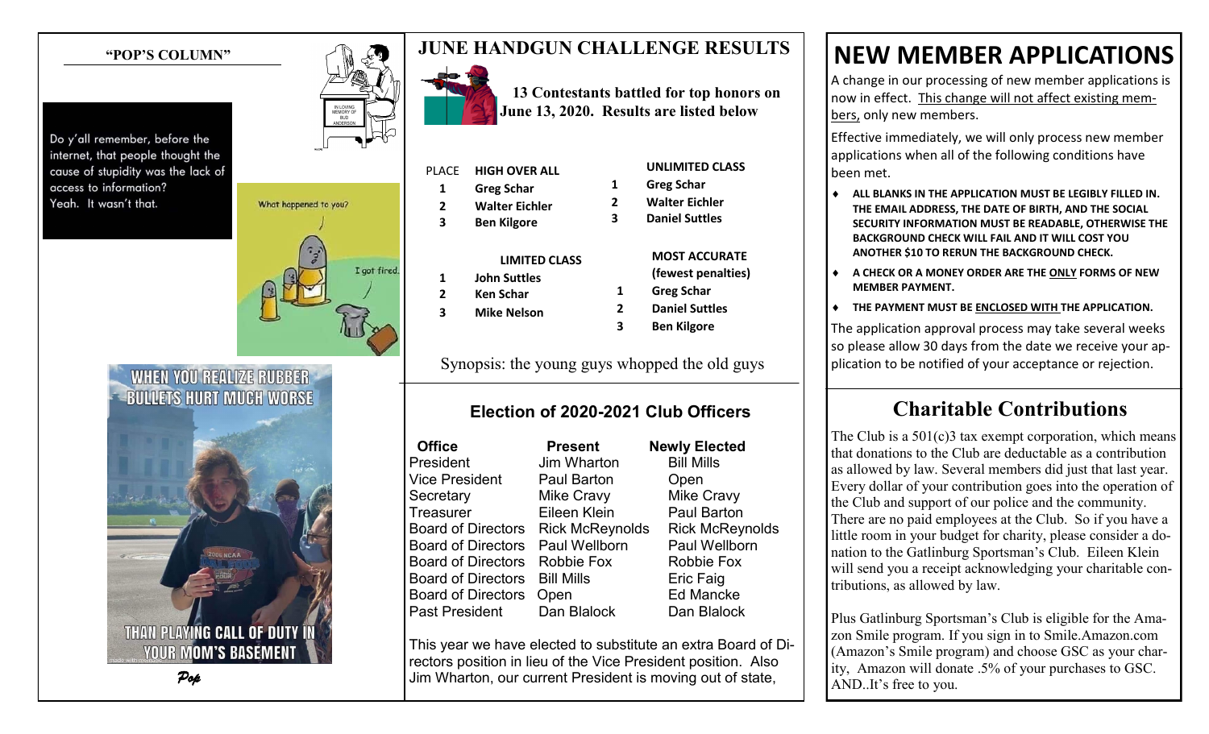## "POP'S COLUMN"

Do y'all remember, before the internet, that people thought the cause of stupidity was the lack of access to information?
Yeah. It wasn't that.

What happened to you?

I got fired.

WHEN YOU REALIZE RUBBER BULLETS HURT MUCH WORSE THAN PLAYING CALL OF DUTY IN YOUR MOM'S BASEMENT

*Pop*

## JUNE HANDGUN CHALLENGE RESULTS

**13 Contestants battled for top honors on June 13, 2020. Results are listed below**

| PLACE | HIGH OVER ALL |
|---|---|
| 1 | Greg Schar |
| 2 | Walter Eichler |
| 3 | Ben Kilgore |

| | UNLIMITED CLASS |
|---|---|
| 1 | Greg Schar |
| 2 | Walter Eichler |
| 3 | Daniel Suttles |

| | LIMITED CLASS |
|---|---|
| 1 | John Suttles |
| 2 | Ken Schar |
| 3 | Mike Nelson |

| | MOST ACCURATE (fewest penalties) |
|---|---|
| 1 | Greg Schar |
| 2 | Daniel Suttles |
| 3 | Ben Kilgore |

Synopsis: the young guys whopped the old guys

### Election of 2020-2021 Club Officers

| Office | Present | Newly Elected |
|---|---|---|
| President | Jim Wharton | Bill Mills |
| Vice President | Paul Barton | Open |
| Secretary | Mike Cravy | Mike Cravy |
| Treasurer | Eileen Klein | Paul Barton |
| Board of Directors | Rick McReynolds | Rick McReynolds |
| Board of Directors | Paul Wellborn | Paul Wellborn |
| Board of Directors | Robbie Fox | Robbie Fox |
| Board of Directors | Bill Mills | Eric Faig |
| Board of Directors | Open | Ed Mancke |
| Past President | Dan Blalock | Dan Blalock |

This year we have elected to substitute an extra Board of Directors position in lieu of the Vice President position. Also Jim Wharton, our current President is moving out of state,

# NEW MEMBER APPLICATIONS

A change in our processing of new member applications is now in effect. This change will not affect existing members, only new members.

Effective immediately, we will only process new member applications when all of the following conditions have been met.

- **ALL BLANKS IN THE APPLICATION MUST BE LEGIBLY FILLED IN. THE EMAIL ADDRESS, THE DATE OF BIRTH, AND THE SOCIAL SECURITY INFORMATION MUST BE READABLE, OTHERWISE THE BACKGROUND CHECK WILL FAIL AND IT WILL COST YOU ANOTHER $10 TO RERUN THE BACKGROUND CHECK.**
- **A CHECK OR A MONEY ORDER ARE THE ONLY FORMS OF NEW MEMBER PAYMENT.**
- **THE PAYMENT MUST BE ENCLOSED WITH THE APPLICATION.**

The application approval process may take several weeks so please allow 30 days from the date we receive your application to be notified of your acceptance or rejection.

## Charitable Contributions

The Club is a 501(c)3 tax exempt corporation, which means that donations to the Club are deductable as a contribution as allowed by law. Several members did just that last year. Every dollar of your contribution goes into the operation of the Club and support of our police and the community. There are no paid employees at the Club. So if you have a little room in your budget for charity, please consider a donation to the Gatlinburg Sportsman's Club. Eileen Klein will send you a receipt acknowledging your charitable contributions, as allowed by law.

Plus Gatlinburg Sportsman's Club is eligible for the Amazon Smile program. If you sign in to Smile.Amazon.com (Amazon's Smile program) and choose GSC as your charity, Amazon will donate .5% of your purchases to GSC. AND..It's free to you.